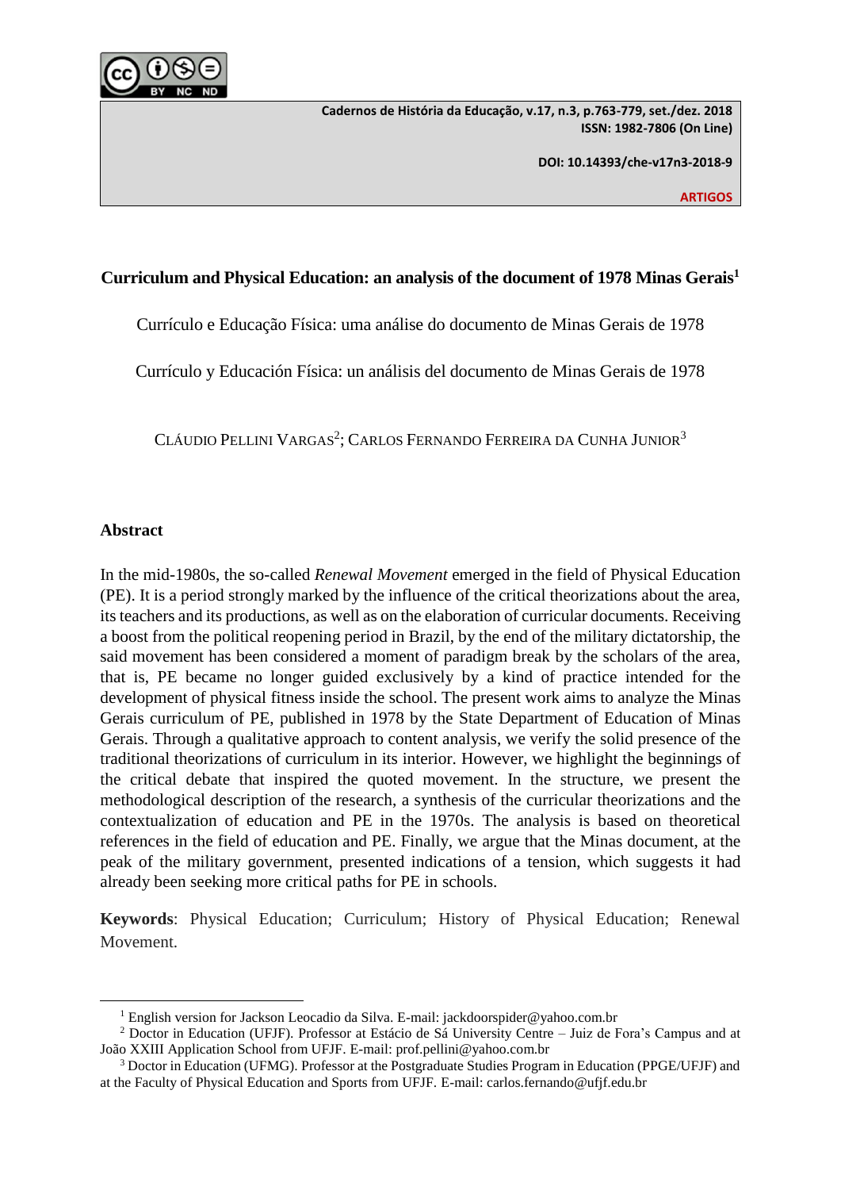# Curriculum and Physical Education: an analysis of the document of 1978 Minas Gerais[1]

Currículo e Educação Física: uma análise do documento de Minas Gerais de 1978

Currículo y Educación Física: un análisis del documento de Minas Gerais de 1978

CLÁUDIO PELLINI VARGAS[2]; CARLOS FERNANDO FERREIRA DA CUNHA JUNIOR[3]

## Abstract

In the mid-1980s, the so-called *Renewal Movement* emerged in the field of Physical Education (PE). It is a period strongly marked by the influence of the critical theorizations about the area, its teachers and its productions, as well as on the elaboration of curricular documents. Receiving a boost from the political reopening period in Brazil, by the end of the military dictatorship, the said movement has been considered a moment of paradigm break by the scholars of the area, that is, PE became no longer guided exclusively by a kind of practice intended for the development of physical fitness inside the school. The present work aims to analyze the Minas Gerais curriculum of PE, published in 1978 by the State Department of Education of Minas Gerais. Through a qualitative approach to content analysis, we verify the solid presence of the traditional theorizations of curriculum in its interior. However, we highlight the beginnings of the critical debate that inspired the quoted movement. In the structure, we present the methodological description of the research, a synthesis of the curricular theorizations and the contextualization of education and PE in the 1970s. The analysis is based on theoretical references in the field of education and PE. Finally, we argue that the Minas document, at the peak of the military government, presented indications of a tension, which suggests it had already been seeking more critical paths for PE in schools.

**Keywords**: Physical Education; Curriculum; History of Physical Education; Renewal Movement.

---

[1] English version for Jackson Leocadio da Silva. E-mail: jackdoorspider@yahoo.com.br

[2] Doctor in Education (UFJF). Professor at Estácio de Sá University Centre – Juiz de Fora's Campus and at João XXIII Application School from UFJF. E-mail: prof.pellini@yahoo.com.br

[3] Doctor in Education (UFMG). Professor at the Postgraduate Studies Program in Education (PPGE/UFJF) and at the Faculty of Physical Education and Sports from UFJF. E-mail: carlos.fernando@ufjf.edu.br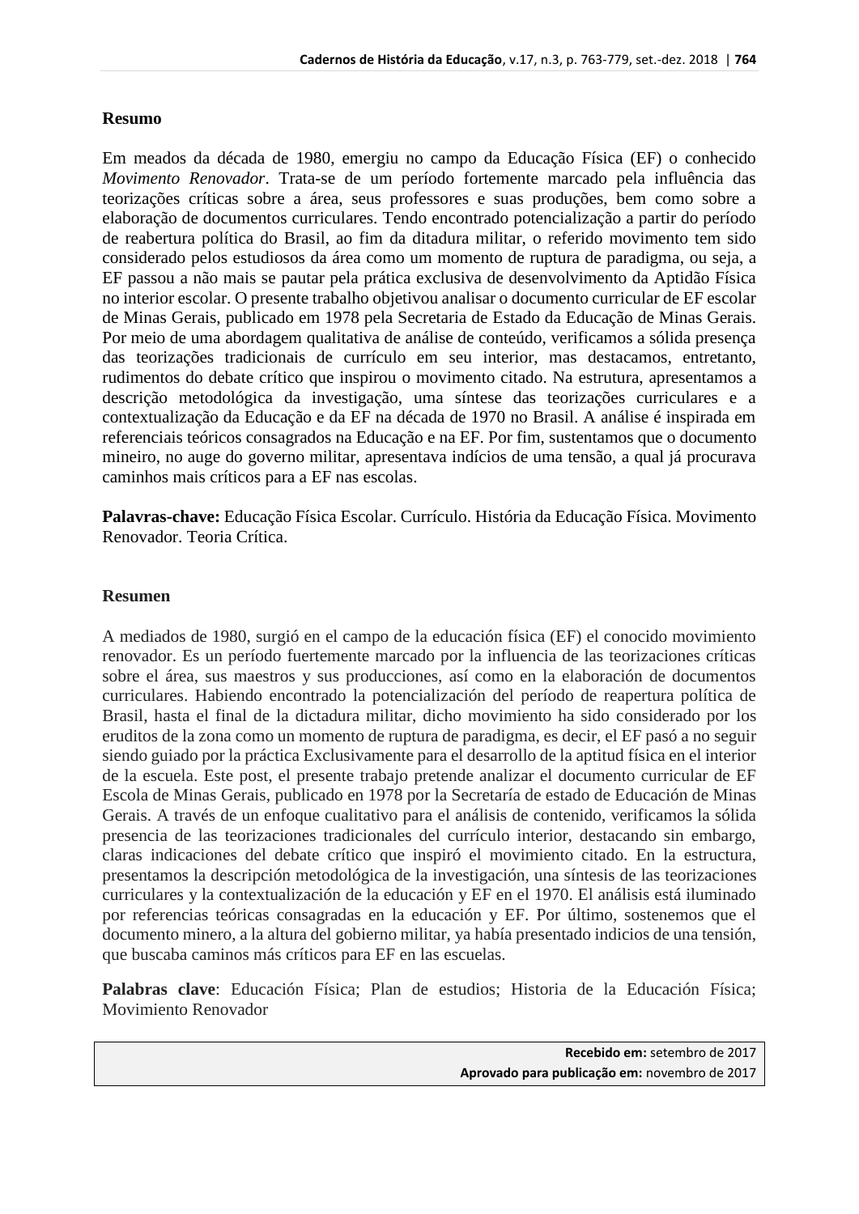## Resumo

Em meados da década de 1980, emergiu no campo da Educação Física (EF) o conhecido *Movimento Renovador*. Trata-se de um período fortemente marcado pela influência das teorizações críticas sobre a área, seus professores e suas produções, bem como sobre a elaboração de documentos curriculares. Tendo encontrado potencialização a partir do período de reabertura política do Brasil, ao fim da ditadura militar, o referido movimento tem sido considerado pelos estudiosos da área como um momento de ruptura de paradigma, ou seja, a EF passou a não mais se pautar pela prática exclusiva de desenvolvimento da Aptidão Física no interior escolar. O presente trabalho objetivou analisar o documento curricular de EF escolar de Minas Gerais, publicado em 1978 pela Secretaria de Estado da Educação de Minas Gerais. Por meio de uma abordagem qualitativa de análise de conteúdo, verificamos a sólida presença das teorizações tradicionais de currículo em seu interior, mas destacamos, entretanto, rudimentos do debate crítico que inspirou o movimento citado. Na estrutura, apresentamos a descrição metodológica da investigação, uma síntese das teorizações curriculares e a contextualização da Educação e da EF na década de 1970 no Brasil. A análise é inspirada em referenciais teóricos consagrados na Educação e na EF. Por fim, sustentamos que o documento mineiro, no auge do governo militar, apresentava indícios de uma tensão, a qual já procurava caminhos mais críticos para a EF nas escolas.

**Palavras-chave:** Educação Física Escolar. Currículo. História da Educação Física. Movimento Renovador. Teoria Crítica.

## Resumen

A mediados de 1980, surgió en el campo de la educación física (EF) el conocido movimiento renovador. Es un período fuertemente marcado por la influencia de las teorizaciones críticas sobre el área, sus maestros y sus producciones, así como en la elaboración de documentos curriculares. Habiendo encontrado la potencialización del período de reapertura política de Brasil, hasta el final de la dictadura militar, dicho movimiento ha sido considerado por los eruditos de la zona como un momento de ruptura de paradigma, es decir, el EF pasó a no seguir siendo guiado por la práctica Exclusivamente para el desarrollo de la aptitud física en el interior de la escuela. Este post, el presente trabajo pretende analizar el documento curricular de EF Escola de Minas Gerais, publicado en 1978 por la Secretaría de estado de Educación de Minas Gerais. A través de un enfoque cualitativo para el análisis de contenido, verificamos la sólida presencia de las teorizaciones tradicionales del currículo interior, destacando sin embargo, claras indicaciones del debate crítico que inspiró el movimiento citado. En la estructura, presentamos la descripción metodológica de la investigación, una síntesis de las teorizaciones curriculares y la contextualización de la educación y EF en el 1970. El análisis está iluminado por referencias teóricas consagradas en la educación y EF. Por último, sostenemos que el documento minero, a la altura del gobierno militar, ya había presentado indicios de una tensión, que buscaba caminos más críticos para EF en las escuelas.

**Palabras clave**: Educación Física; Plan de estudios; Historia de la Educación Física; Movimiento Renovador

**Recebido em:** setembro de 2017
**Aprovado para publicação em:** novembro de 2017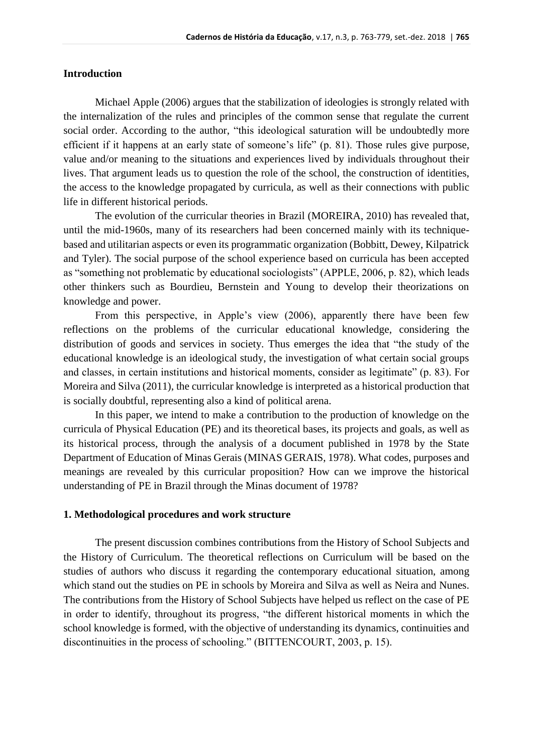## Introduction

Michael Apple (2006) argues that the stabilization of ideologies is strongly related with the internalization of the rules and principles of the common sense that regulate the current social order. According to the author, "this ideological saturation will be undoubtedly more efficient if it happens at an early state of someone's life" (p. 81). Those rules give purpose, value and/or meaning to the situations and experiences lived by individuals throughout their lives. That argument leads us to question the role of the school, the construction of identities, the access to the knowledge propagated by curricula, as well as their connections with public life in different historical periods.

The evolution of the curricular theories in Brazil (MOREIRA, 2010) has revealed that, until the mid-1960s, many of its researchers had been concerned mainly with its technique-based and utilitarian aspects or even its programmatic organization (Bobbitt, Dewey, Kilpatrick and Tyler). The social purpose of the school experience based on curricula has been accepted as "something not problematic by educational sociologists" (APPLE, 2006, p. 82), which leads other thinkers such as Bourdieu, Bernstein and Young to develop their theorizations on knowledge and power.

From this perspective, in Apple's view (2006), apparently there have been few reflections on the problems of the curricular educational knowledge, considering the distribution of goods and services in society. Thus emerges the idea that "the study of the educational knowledge is an ideological study, the investigation of what certain social groups and classes, in certain institutions and historical moments, consider as legitimate" (p. 83). For Moreira and Silva (2011), the curricular knowledge is interpreted as a historical production that is socially doubtful, representing also a kind of political arena.

In this paper, we intend to make a contribution to the production of knowledge on the curricula of Physical Education (PE) and its theoretical bases, its projects and goals, as well as its historical process, through the analysis of a document published in 1978 by the State Department of Education of Minas Gerais (MINAS GERAIS, 1978). What codes, purposes and meanings are revealed by this curricular proposition? How can we improve the historical understanding of PE in Brazil through the Minas document of 1978?

## 1. Methodological procedures and work structure

The present discussion combines contributions from the History of School Subjects and the History of Curriculum. The theoretical reflections on Curriculum will be based on the studies of authors who discuss it regarding the contemporary educational situation, among which stand out the studies on PE in schools by Moreira and Silva as well as Neira and Nunes. The contributions from the History of School Subjects have helped us reflect on the case of PE in order to identify, throughout its progress, "the different historical moments in which the school knowledge is formed, with the objective of understanding its dynamics, continuities and discontinuities in the process of schooling." (BITTENCOURT, 2003, p. 15).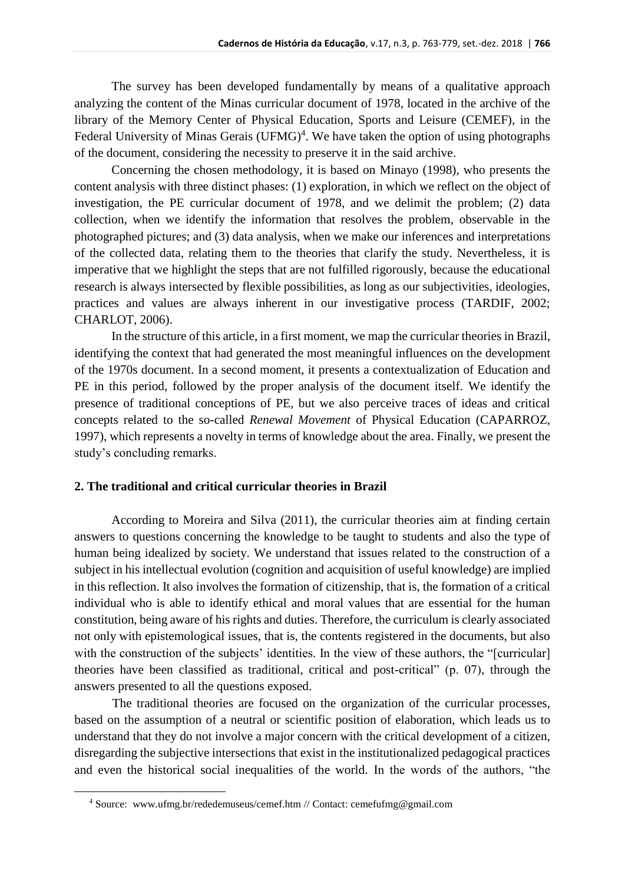The survey has been developed fundamentally by means of a qualitative approach analyzing the content of the Minas curricular document of 1978, located in the archive of the library of the Memory Center of Physical Education, Sports and Leisure (CEMEF), in the Federal University of Minas Gerais (UFMG)[4]. We have taken the option of using photographs of the document, considering the necessity to preserve it in the said archive.

Concerning the chosen methodology, it is based on Minayo (1998), who presents the content analysis with three distinct phases: (1) exploration, in which we reflect on the object of investigation, the PE curricular document of 1978, and we delimit the problem; (2) data collection, when we identify the information that resolves the problem, observable in the photographed pictures; and (3) data analysis, when we make our inferences and interpretations of the collected data, relating them to the theories that clarify the study. Nevertheless, it is imperative that we highlight the steps that are not fulfilled rigorously, because the educational research is always intersected by flexible possibilities, as long as our subjectivities, ideologies, practices and values are always inherent in our investigative process (TARDIF, 2002; CHARLOT, 2006).

In the structure of this article, in a first moment, we map the curricular theories in Brazil, identifying the context that had generated the most meaningful influences on the development of the 1970s document. In a second moment, it presents a contextualization of Education and PE in this period, followed by the proper analysis of the document itself. We identify the presence of traditional conceptions of PE, but we also perceive traces of ideas and critical concepts related to the so-called *Renewal Movement* of Physical Education (CAPARROZ, 1997), which represents a novelty in terms of knowledge about the area. Finally, we present the study's concluding remarks.

## 2. The traditional and critical curricular theories in Brazil

According to Moreira and Silva (2011), the curricular theories aim at finding certain answers to questions concerning the knowledge to be taught to students and also the type of human being idealized by society. We understand that issues related to the construction of a subject in his intellectual evolution (cognition and acquisition of useful knowledge) are implied in this reflection. It also involves the formation of citizenship, that is, the formation of a critical individual who is able to identify ethical and moral values that are essential for the human constitution, being aware of his rights and duties. Therefore, the curriculum is clearly associated not only with epistemological issues, that is, the contents registered in the documents, but also with the construction of the subjects' identities. In the view of these authors, the "[curricular] theories have been classified as traditional, critical and post-critical" (p. 07), through the answers presented to all the questions exposed.

The traditional theories are focused on the organization of the curricular processes, based on the assumption of a neutral or scientific position of elaboration, which leads us to understand that they do not involve a major concern with the critical development of a citizen, disregarding the subjective intersections that exist in the institutionalized pedagogical practices and even the historical social inequalities of the world. In the words of the authors, "the

[4] Source: www.ufmg.br/rededemuseus/cemef.htm // Contact: cemefufmg@gmail.com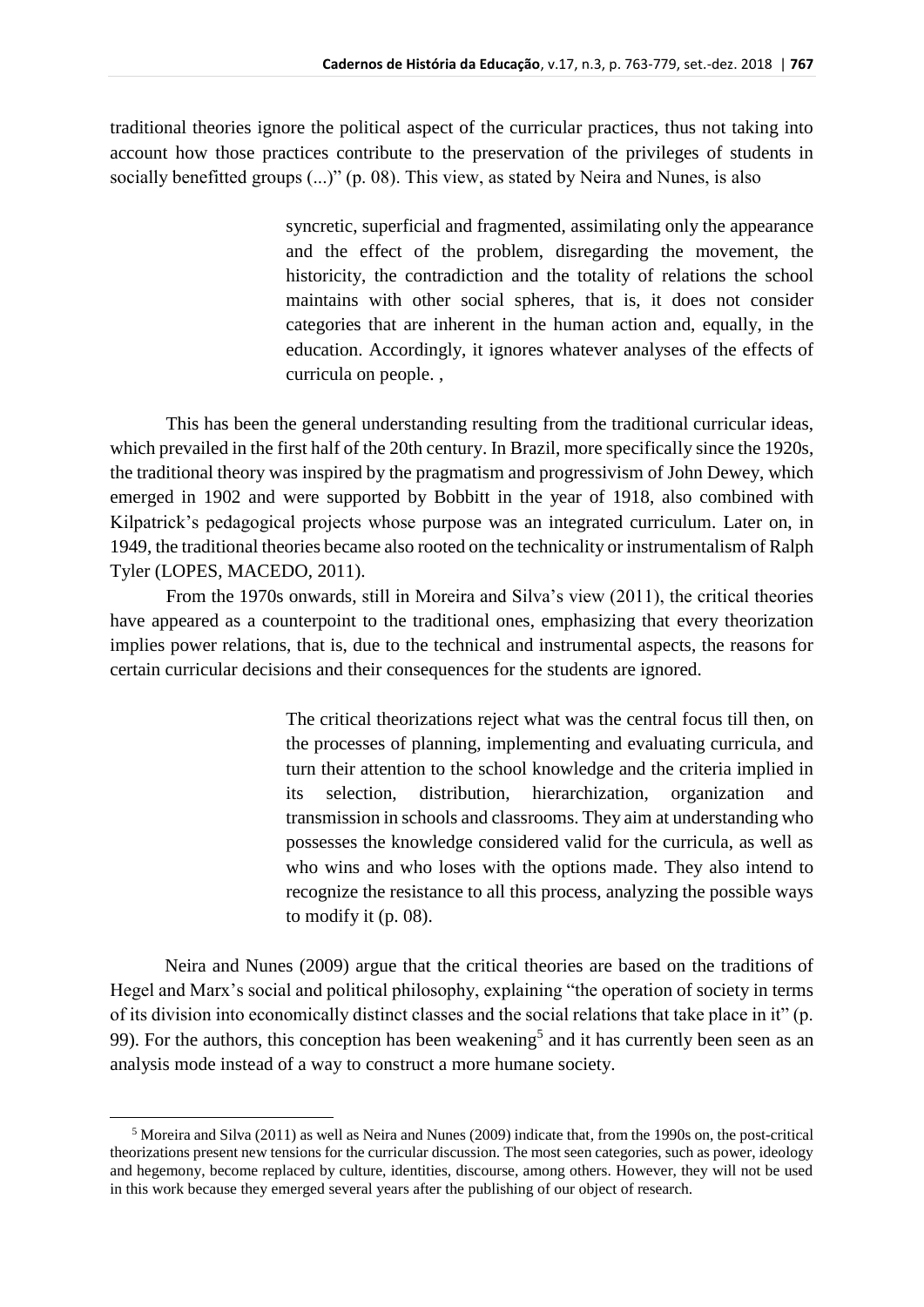traditional theories ignore the political aspect of the curricular practices, thus not taking into account how those practices contribute to the preservation of the privileges of students in socially benefitted groups (...)" (p. 08). This view, as stated by Neira and Nunes, is also

> syncretic, superficial and fragmented, assimilating only the appearance and the effect of the problem, disregarding the movement, the historicity, the contradiction and the totality of relations the school maintains with other social spheres, that is, it does not consider categories that are inherent in the human action and, equally, in the education. Accordingly, it ignores whatever analyses of the effects of curricula on people. ,

This has been the general understanding resulting from the traditional curricular ideas, which prevailed in the first half of the 20th century. In Brazil, more specifically since the 1920s, the traditional theory was inspired by the pragmatism and progressivism of John Dewey, which emerged in 1902 and were supported by Bobbitt in the year of 1918, also combined with Kilpatrick's pedagogical projects whose purpose was an integrated curriculum. Later on, in 1949, the traditional theories became also rooted on the technicality or instrumentalism of Ralph Tyler (LOPES, MACEDO, 2011).

From the 1970s onwards, still in Moreira and Silva's view (2011), the critical theories have appeared as a counterpoint to the traditional ones, emphasizing that every theorization implies power relations, that is, due to the technical and instrumental aspects, the reasons for certain curricular decisions and their consequences for the students are ignored.

> The critical theorizations reject what was the central focus till then, on the processes of planning, implementing and evaluating curricula, and turn their attention to the school knowledge and the criteria implied in its selection, distribution, hierarchization, organization and transmission in schools and classrooms. They aim at understanding who possesses the knowledge considered valid for the curricula, as well as who wins and who loses with the options made. They also intend to recognize the resistance to all this process, analyzing the possible ways to modify it (p. 08).

Neira and Nunes (2009) argue that the critical theories are based on the traditions of Hegel and Marx's social and political philosophy, explaining "the operation of society in terms of its division into economically distinct classes and the social relations that take place in it" (p. 99). For the authors, this conception has been weakening[5] and it has currently been seen as an analysis mode instead of a way to construct a more humane society.

---

[5] Moreira and Silva (2011) as well as Neira and Nunes (2009) indicate that, from the 1990s on, the post-critical theorizations present new tensions for the curricular discussion. The most seen categories, such as power, ideology and hegemony, become replaced by culture, identities, discourse, among others. However, they will not be used in this work because they emerged several years after the publishing of our object of research.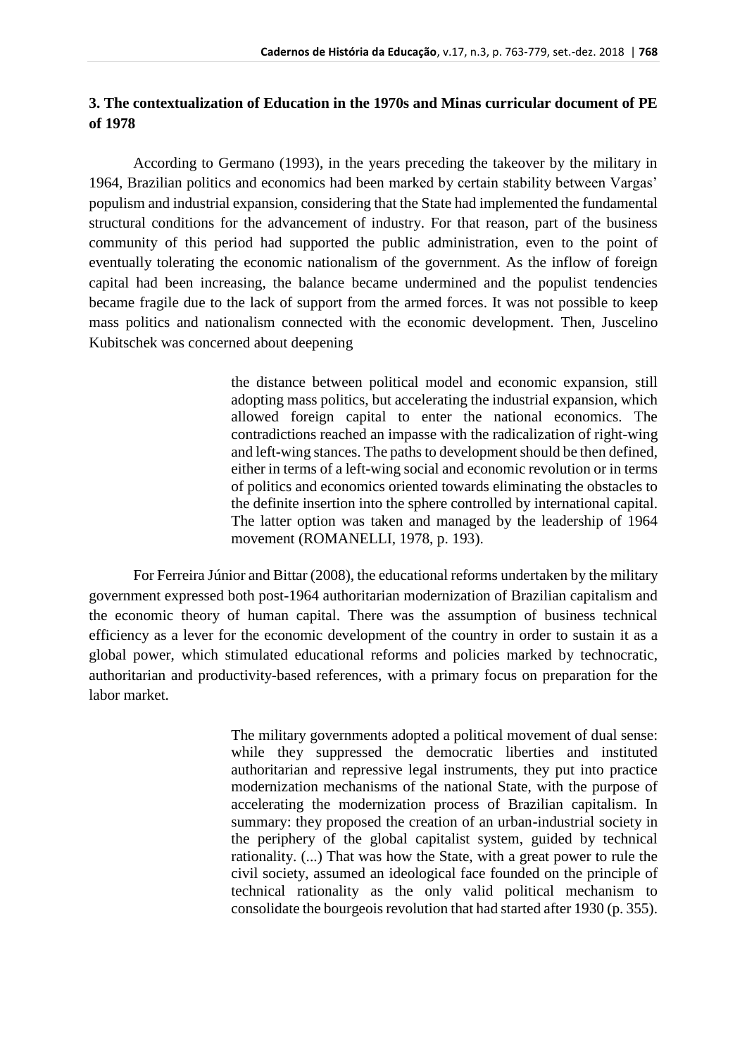## 3. The contextualization of Education in the 1970s and Minas curricular document of PE of 1978

According to Germano (1993), in the years preceding the takeover by the military in 1964, Brazilian politics and economics had been marked by certain stability between Vargas' populism and industrial expansion, considering that the State had implemented the fundamental structural conditions for the advancement of industry. For that reason, part of the business community of this period had supported the public administration, even to the point of eventually tolerating the economic nationalism of the government. As the inflow of foreign capital had been increasing, the balance became undermined and the populist tendencies became fragile due to the lack of support from the armed forces. It was not possible to keep mass politics and nationalism connected with the economic development. Then, Juscelino Kubitschek was concerned about deepening

> the distance between political model and economic expansion, still adopting mass politics, but accelerating the industrial expansion, which allowed foreign capital to enter the national economics. The contradictions reached an impasse with the radicalization of right-wing and left-wing stances. The paths to development should be then defined, either in terms of a left-wing social and economic revolution or in terms of politics and economics oriented towards eliminating the obstacles to the definite insertion into the sphere controlled by international capital. The latter option was taken and managed by the leadership of 1964 movement (ROMANELLI, 1978, p. 193).

For Ferreira Júnior and Bittar (2008), the educational reforms undertaken by the military government expressed both post-1964 authoritarian modernization of Brazilian capitalism and the economic theory of human capital. There was the assumption of business technical efficiency as a lever for the economic development of the country in order to sustain it as a global power, which stimulated educational reforms and policies marked by technocratic, authoritarian and productivity-based references, with a primary focus on preparation for the labor market.

> The military governments adopted a political movement of dual sense: while they suppressed the democratic liberties and instituted authoritarian and repressive legal instruments, they put into practice modernization mechanisms of the national State, with the purpose of accelerating the modernization process of Brazilian capitalism. In summary: they proposed the creation of an urban-industrial society in the periphery of the global capitalist system, guided by technical rationality. (...) That was how the State, with a great power to rule the civil society, assumed an ideological face founded on the principle of technical rationality as the only valid political mechanism to consolidate the bourgeois revolution that had started after 1930 (p. 355).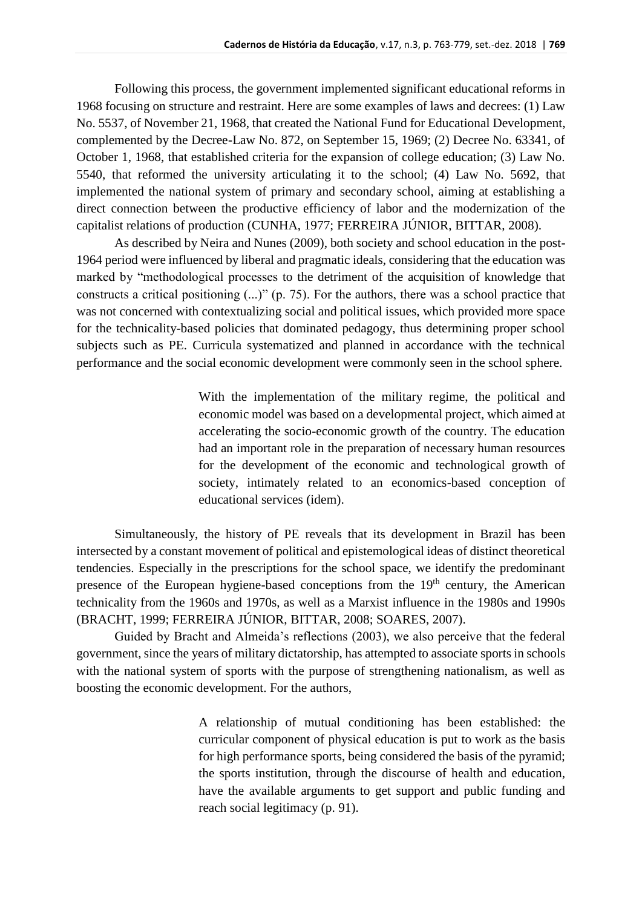Following this process, the government implemented significant educational reforms in 1968 focusing on structure and restraint. Here are some examples of laws and decrees: (1) Law No. 5537, of November 21, 1968, that created the National Fund for Educational Development, complemented by the Decree-Law No. 872, on September 15, 1969; (2) Decree No. 63341, of October 1, 1968, that established criteria for the expansion of college education; (3) Law No. 5540, that reformed the university articulating it to the school; (4) Law No. 5692, that implemented the national system of primary and secondary school, aiming at establishing a direct connection between the productive efficiency of labor and the modernization of the capitalist relations of production (CUNHA, 1977; FERREIRA JÚNIOR, BITTAR, 2008).

As described by Neira and Nunes (2009), both society and school education in the post-1964 period were influenced by liberal and pragmatic ideals, considering that the education was marked by "methodological processes to the detriment of the acquisition of knowledge that constructs a critical positioning (...)" (p. 75). For the authors, there was a school practice that was not concerned with contextualizing social and political issues, which provided more space for the technicality-based policies that dominated pedagogy, thus determining proper school subjects such as PE. Curricula systematized and planned in accordance with the technical performance and the social economic development were commonly seen in the school sphere.

> With the implementation of the military regime, the political and economic model was based on a developmental project, which aimed at accelerating the socio-economic growth of the country. The education had an important role in the preparation of necessary human resources for the development of the economic and technological growth of society, intimately related to an economics-based conception of educational services (idem).

Simultaneously, the history of PE reveals that its development in Brazil has been intersected by a constant movement of political and epistemological ideas of distinct theoretical tendencies. Especially in the prescriptions for the school space, we identify the predominant presence of the European hygiene-based conceptions from the 19th century, the American technicality from the 1960s and 1970s, as well as a Marxist influence in the 1980s and 1990s (BRACHT, 1999; FERREIRA JÚNIOR, BITTAR, 2008; SOARES, 2007).

Guided by Bracht and Almeida's reflections (2003), we also perceive that the federal government, since the years of military dictatorship, has attempted to associate sports in schools with the national system of sports with the purpose of strengthening nationalism, as well as boosting the economic development. For the authors,

> A relationship of mutual conditioning has been established: the curricular component of physical education is put to work as the basis for high performance sports, being considered the basis of the pyramid; the sports institution, through the discourse of health and education, have the available arguments to get support and public funding and reach social legitimacy (p. 91).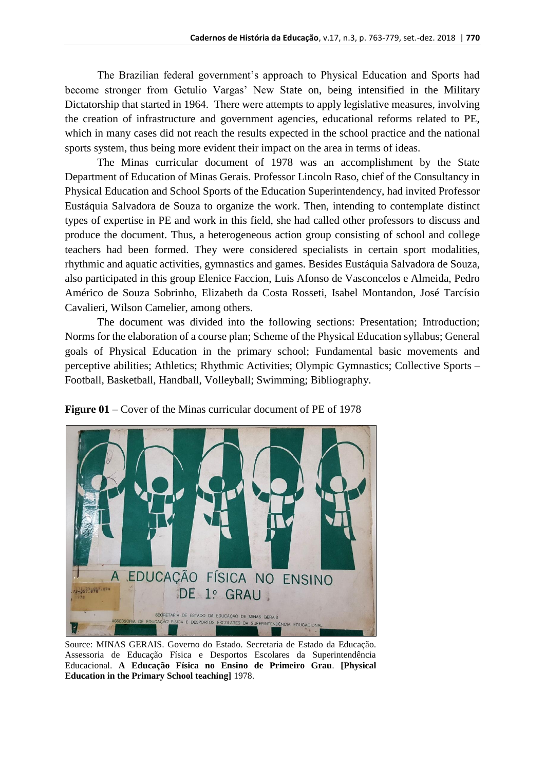The Brazilian federal government's approach to Physical Education and Sports had become stronger from Getulio Vargas' New State on, being intensified in the Military Dictatorship that started in 1964. There were attempts to apply legislative measures, involving the creation of infrastructure and government agencies, educational reforms related to PE, which in many cases did not reach the results expected in the school practice and the national sports system, thus being more evident their impact on the area in terms of ideas.

The Minas curricular document of 1978 was an accomplishment by the State Department of Education of Minas Gerais. Professor Lincoln Raso, chief of the Consultancy in Physical Education and School Sports of the Education Superintendency, had invited Professor Eustáquia Salvadora de Souza to organize the work. Then, intending to contemplate distinct types of expertise in PE and work in this field, she had called other professors to discuss and produce the document. Thus, a heterogeneous action group consisting of school and college teachers had been formed. They were considered specialists in certain sport modalities, rhythmic and aquatic activities, gymnastics and games. Besides Eustáquia Salvadora de Souza, also participated in this group Elenice Faccion, Luis Afonso de Vasconcelos e Almeida, Pedro Américo de Souza Sobrinho, Elizabeth da Costa Rosseti, Isabel Montandon, José Tarcísio Cavalieri, Wilson Camelier, among others.

The document was divided into the following sections: Presentation; Introduction; Norms for the elaboration of a course plan; Scheme of the Physical Education syllabus; General goals of Physical Education in the primary school; Fundamental basic movements and perceptive abilities; Athletics; Rhythmic Activities; Olympic Gymnastics; Collective Sports – Football, Basketball, Handball, Volleyball; Swimming; Bibliography.

**Figure 01** – Cover of the Minas curricular document of PE of 1978

Source: MINAS GERAIS. Governo do Estado. Secretaria de Estado da Educação. Assessoria de Educação Física e Desportos Escolares da Superintendência Educacional. **A Educação Física no Ensino de Primeiro Grau**. **[Physical Education in the Primary School teaching]** 1978.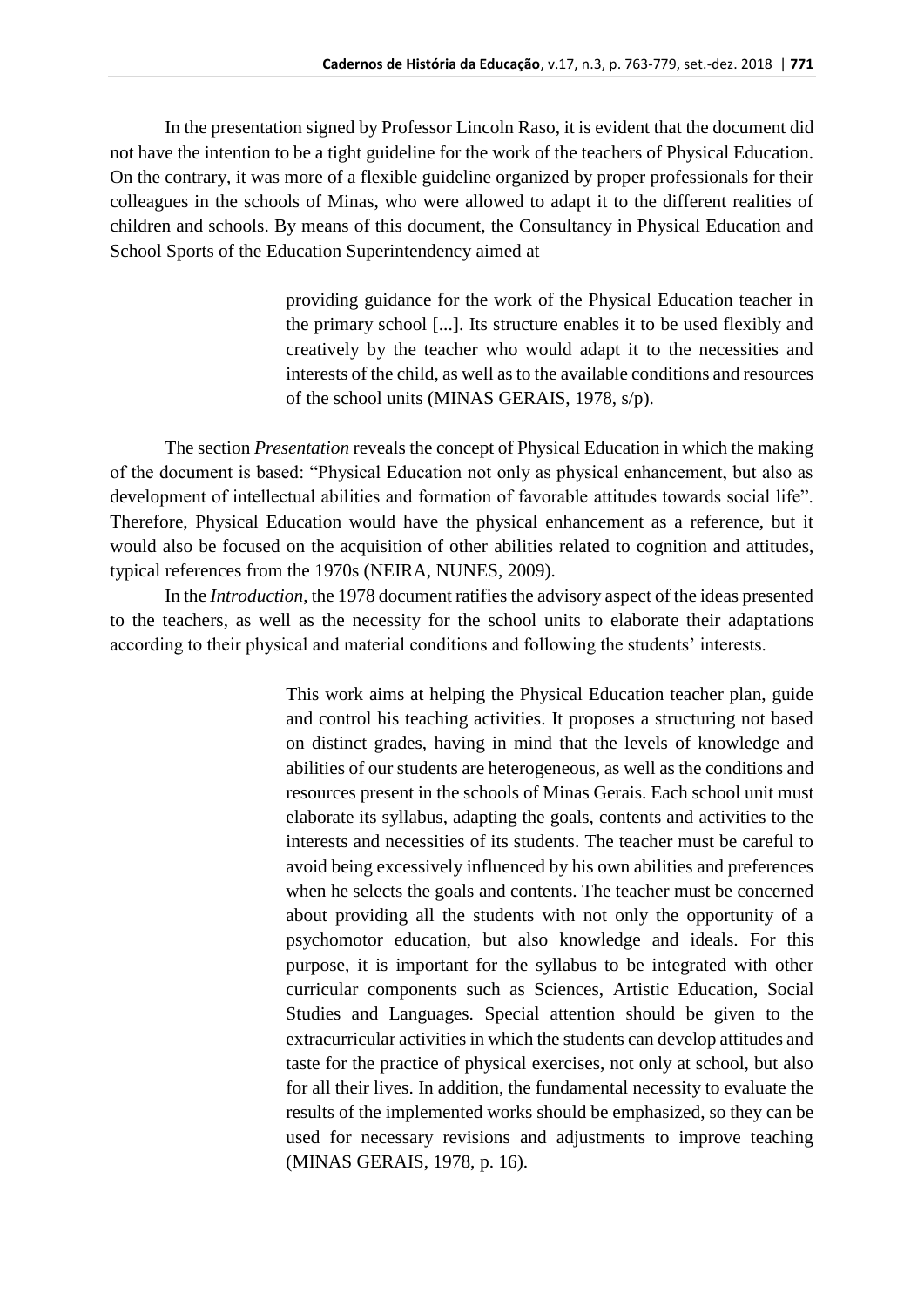In the presentation signed by Professor Lincoln Raso, it is evident that the document did not have the intention to be a tight guideline for the work of the teachers of Physical Education. On the contrary, it was more of a flexible guideline organized by proper professionals for their colleagues in the schools of Minas, who were allowed to adapt it to the different realities of children and schools. By means of this document, the Consultancy in Physical Education and School Sports of the Education Superintendency aimed at

> providing guidance for the work of the Physical Education teacher in the primary school [...]. Its structure enables it to be used flexibly and creatively by the teacher who would adapt it to the necessities and interests of the child, as well as to the available conditions and resources of the school units (MINAS GERAIS, 1978, s/p).

The section *Presentation* reveals the concept of Physical Education in which the making of the document is based: "Physical Education not only as physical enhancement, but also as development of intellectual abilities and formation of favorable attitudes towards social life". Therefore, Physical Education would have the physical enhancement as a reference, but it would also be focused on the acquisition of other abilities related to cognition and attitudes, typical references from the 1970s (NEIRA, NUNES, 2009).

In the *Introduction*, the 1978 document ratifies the advisory aspect of the ideas presented to the teachers, as well as the necessity for the school units to elaborate their adaptations according to their physical and material conditions and following the students' interests.

> This work aims at helping the Physical Education teacher plan, guide and control his teaching activities. It proposes a structuring not based on distinct grades, having in mind that the levels of knowledge and abilities of our students are heterogeneous, as well as the conditions and resources present in the schools of Minas Gerais. Each school unit must elaborate its syllabus, adapting the goals, contents and activities to the interests and necessities of its students. The teacher must be careful to avoid being excessively influenced by his own abilities and preferences when he selects the goals and contents. The teacher must be concerned about providing all the students with not only the opportunity of a psychomotor education, but also knowledge and ideals. For this purpose, it is important for the syllabus to be integrated with other curricular components such as Sciences, Artistic Education, Social Studies and Languages. Special attention should be given to the extracurricular activities in which the students can develop attitudes and taste for the practice of physical exercises, not only at school, but also for all their lives. In addition, the fundamental necessity to evaluate the results of the implemented works should be emphasized, so they can be used for necessary revisions and adjustments to improve teaching (MINAS GERAIS, 1978, p. 16).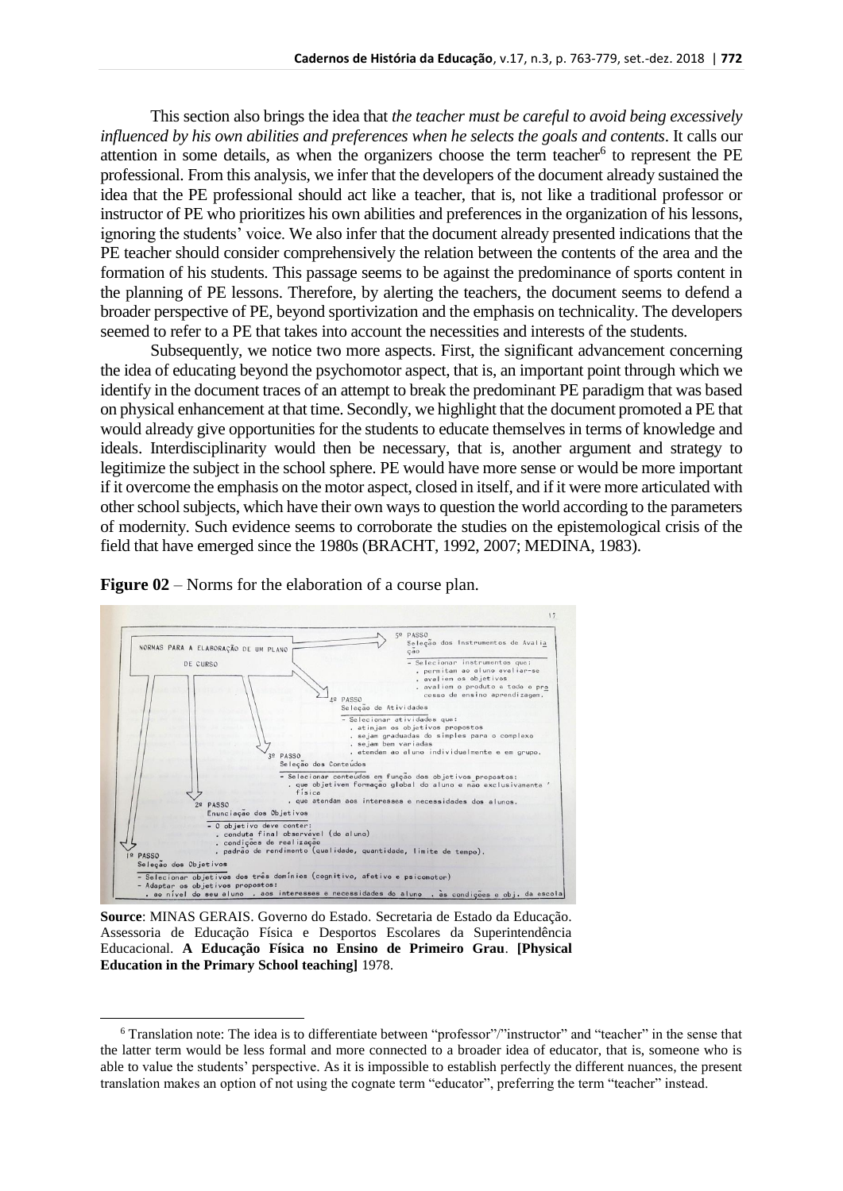This section also brings the idea that *the teacher must be careful to avoid being excessively influenced by his own abilities and preferences when he selects the goals and contents*. It calls our attention in some details, as when the organizers choose the term teacher[6] to represent the PE professional. From this analysis, we infer that the developers of the document already sustained the idea that the PE professional should act like a teacher, that is, not like a traditional professor or instructor of PE who prioritizes his own abilities and preferences in the organization of his lessons, ignoring the students' voice. We also infer that the document already presented indications that the PE teacher should consider comprehensively the relation between the contents of the area and the formation of his students. This passage seems to be against the predominance of sports content in the planning of PE lessons. Therefore, by alerting the teachers, the document seems to defend a broader perspective of PE, beyond sportivization and the emphasis on technicality. The developers seemed to refer to a PE that takes into account the necessities and interests of the students.

Subsequently, we notice two more aspects. First, the significant advancement concerning the idea of educating beyond the psychomotor aspect, that is, an important point through which we identify in the document traces of an attempt to break the predominant PE paradigm that was based on physical enhancement at that time. Secondly, we highlight that the document promoted a PE that would already give opportunities for the students to educate themselves in terms of knowledge and ideals. Interdisciplinarity would then be necessary, that is, another argument and strategy to legitimize the subject in the school sphere. PE would have more sense or would be more important if it overcome the emphasis on the motor aspect, closed in itself, and if it were more articulated with other school subjects, which have their own ways to question the world according to the parameters of modernity. Such evidence seems to corroborate the studies on the epistemological crisis of the field that have emerged since the 1980s (BRACHT, 1992, 2007; MEDINA, 1983).

**Figure 02** – Norms for the elaboration of a course plan.

NORMAS PARA A ELABORAÇÃO DE UM PLANO DE CURSO

5º PASSO
Seleção dos Instrumentos de Avaliação
- Selecionar instrumentos que:
  . permitam ao aluno avaliar-se
  . avaliem os objetivos
  . avaliem o produto e todo o processo de ensino aprendizagem.

4º PASSO
Seleção de Atividades
- Selecionar atividades que:
  . atinjam os objetivos propostos
  . sejam graduadas do simples para o complexo
  . sejam bem variadas
  . atendam ao aluno individualmente e em grupo.

3º PASSO
Seleção dos Conteúdos
- Selecionar conteúdos em função dos objetivos propostos:
  . que objetivem formação global do aluno e não exclusivamente física
  . que atendam aos interesses e necessidades dos alunos.

2º PASSO
Enunciação dos Objetivos
- O objetivo deve conter:
  . conduta final observável (do aluno)
  . condições de realização
  . padrão de rendimento (qualidade, quantidade, limite de tempo).

1º PASSO
Seleção dos Objetivos
- Selecionar objetivos dos três domínios (cognitivo, afetivo e psicomotor)
- Adaptar os objetivos propostos:
  . ao nível do seu aluno . aos interesses e necessidades do aluno . às condições e obj. da escola

**Source**: MINAS GERAIS. Governo do Estado. Secretaria de Estado da Educação. Assessoria de Educação Física e Desportos Escolares da Superintendência Educacional. **A Educação Física no Ensino de Primeiro Grau**. **[Physical Education in the Primary School teaching]** 1978.

---

[6] Translation note: The idea is to differentiate between "professor"/"instructor" and "teacher" in the sense that the latter term would be less formal and more connected to a broader idea of educator, that is, someone who is able to value the students' perspective. As it is impossible to establish perfectly the different nuances, the present translation makes an option of not using the cognate term "educator", preferring the term "teacher" instead.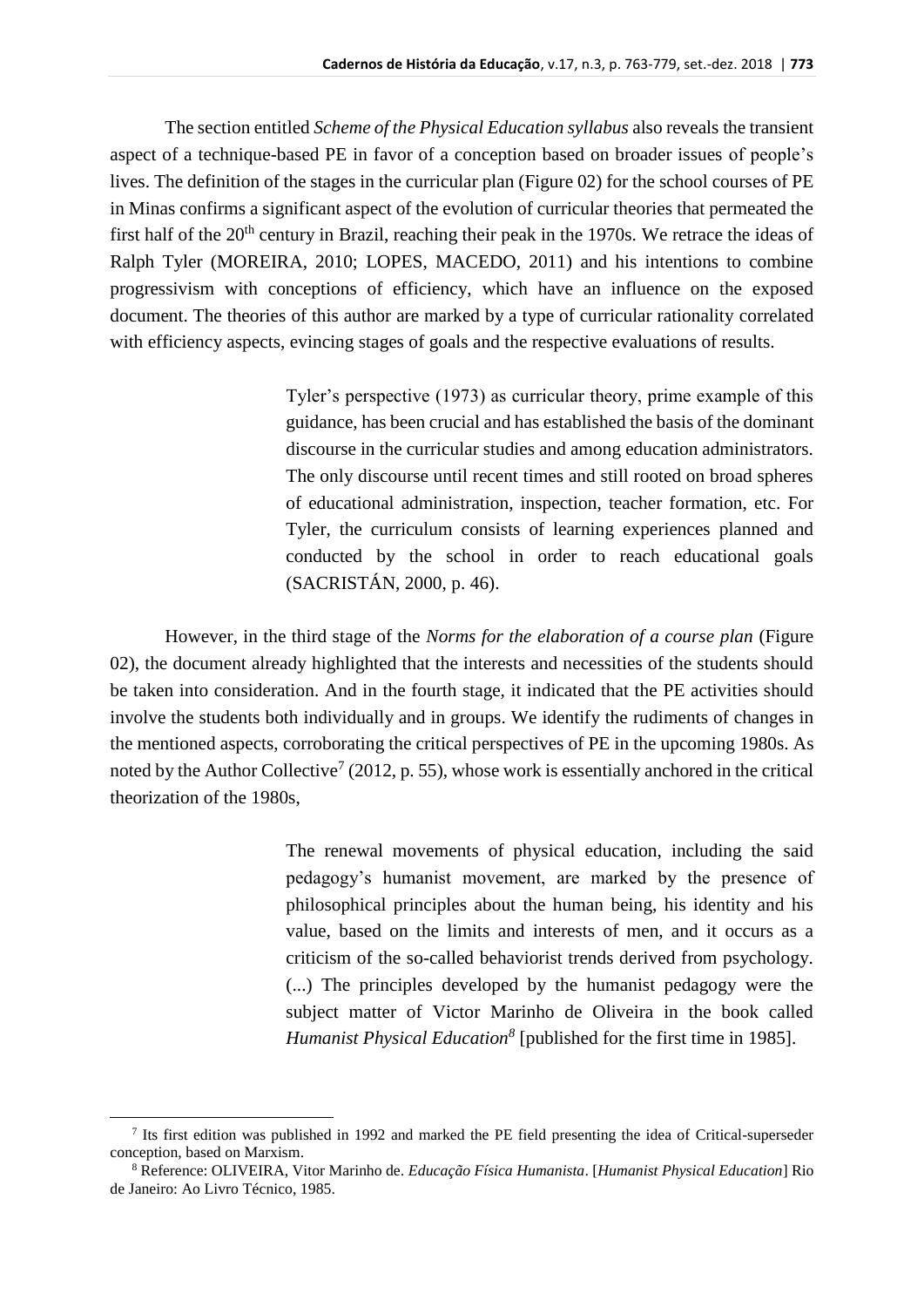The section entitled *Scheme of the Physical Education syllabus* also reveals the transient aspect of a technique-based PE in favor of a conception based on broader issues of people's lives. The definition of the stages in the curricular plan (Figure 02) for the school courses of PE in Minas confirms a significant aspect of the evolution of curricular theories that permeated the first half of the 20$^{th}$ century in Brazil, reaching their peak in the 1970s. We retrace the ideas of Ralph Tyler (MOREIRA, 2010; LOPES, MACEDO, 2011) and his intentions to combine progressivism with conceptions of efficiency, which have an influence on the exposed document. The theories of this author are marked by a type of curricular rationality correlated with efficiency aspects, evincing stages of goals and the respective evaluations of results.

> Tyler's perspective (1973) as curricular theory, prime example of this guidance, has been crucial and has established the basis of the dominant discourse in the curricular studies and among education administrators. The only discourse until recent times and still rooted on broad spheres of educational administration, inspection, teacher formation, etc. For Tyler, the curriculum consists of learning experiences planned and conducted by the school in order to reach educational goals (SACRISTÁN, 2000, p. 46).

However, in the third stage of the *Norms for the elaboration of a course plan* (Figure 02), the document already highlighted that the interests and necessities of the students should be taken into consideration. And in the fourth stage, it indicated that the PE activities should involve the students both individually and in groups. We identify the rudiments of changes in the mentioned aspects, corroborating the critical perspectives of PE in the upcoming 1980s. As noted by the Author Collective[7] (2012, p. 55), whose work is essentially anchored in the critical theorization of the 1980s,

> The renewal movements of physical education, including the said pedagogy's humanist movement, are marked by the presence of philosophical principles about the human being, his identity and his value, based on the limits and interests of men, and it occurs as a criticism of the so-called behaviorist trends derived from psychology. (...) The principles developed by the humanist pedagogy were the subject matter of Victor Marinho de Oliveira in the book called *Humanist Physical Education*[8] [published for the first time in 1985].

---

[7] Its first edition was published in 1992 and marked the PE field presenting the idea of Critical-superseder conception, based on Marxism.

[8] Reference: OLIVEIRA, Vitor Marinho de. *Educação Física Humanista*. [*Humanist Physical Education*] Rio de Janeiro: Ao Livro Técnico, 1985.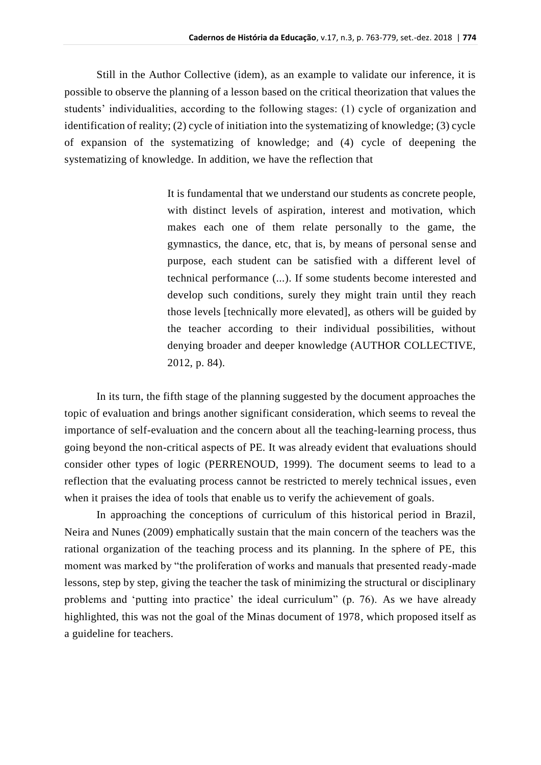Still in the Author Collective (idem), as an example to validate our inference, it is possible to observe the planning of a lesson based on the critical theorization that values the students' individualities, according to the following stages: (1) cycle of organization and identification of reality; (2) cycle of initiation into the systematizing of knowledge; (3) cycle of expansion of the systematizing of knowledge; and (4) cycle of deepening the systematizing of knowledge. In addition, we have the reflection that

> It is fundamental that we understand our students as concrete people, with distinct levels of aspiration, interest and motivation, which makes each one of them relate personally to the game, the gymnastics, the dance, etc, that is, by means of personal sense and purpose, each student can be satisfied with a different level of technical performance (...). If some students become interested and develop such conditions, surely they might train until they reach those levels [technically more elevated], as others will be guided by the teacher according to their individual possibilities, without denying broader and deeper knowledge (AUTHOR COLLECTIVE, 2012, p. 84).

In its turn, the fifth stage of the planning suggested by the document approaches the topic of evaluation and brings another significant consideration, which seems to reveal the importance of self-evaluation and the concern about all the teaching-learning process, thus going beyond the non-critical aspects of PE. It was already evident that evaluations should consider other types of logic (PERRENOUD, 1999). The document seems to lead to a reflection that the evaluating process cannot be restricted to merely technical issues, even when it praises the idea of tools that enable us to verify the achievement of goals.

In approaching the conceptions of curriculum of this historical period in Brazil, Neira and Nunes (2009) emphatically sustain that the main concern of the teachers was the rational organization of the teaching process and its planning. In the sphere of PE, this moment was marked by "the proliferation of works and manuals that presented ready-made lessons, step by step, giving the teacher the task of minimizing the structural or disciplinary problems and 'putting into practice' the ideal curriculum" (p. 76). As we have already highlighted, this was not the goal of the Minas document of 1978, which proposed itself as a guideline for teachers.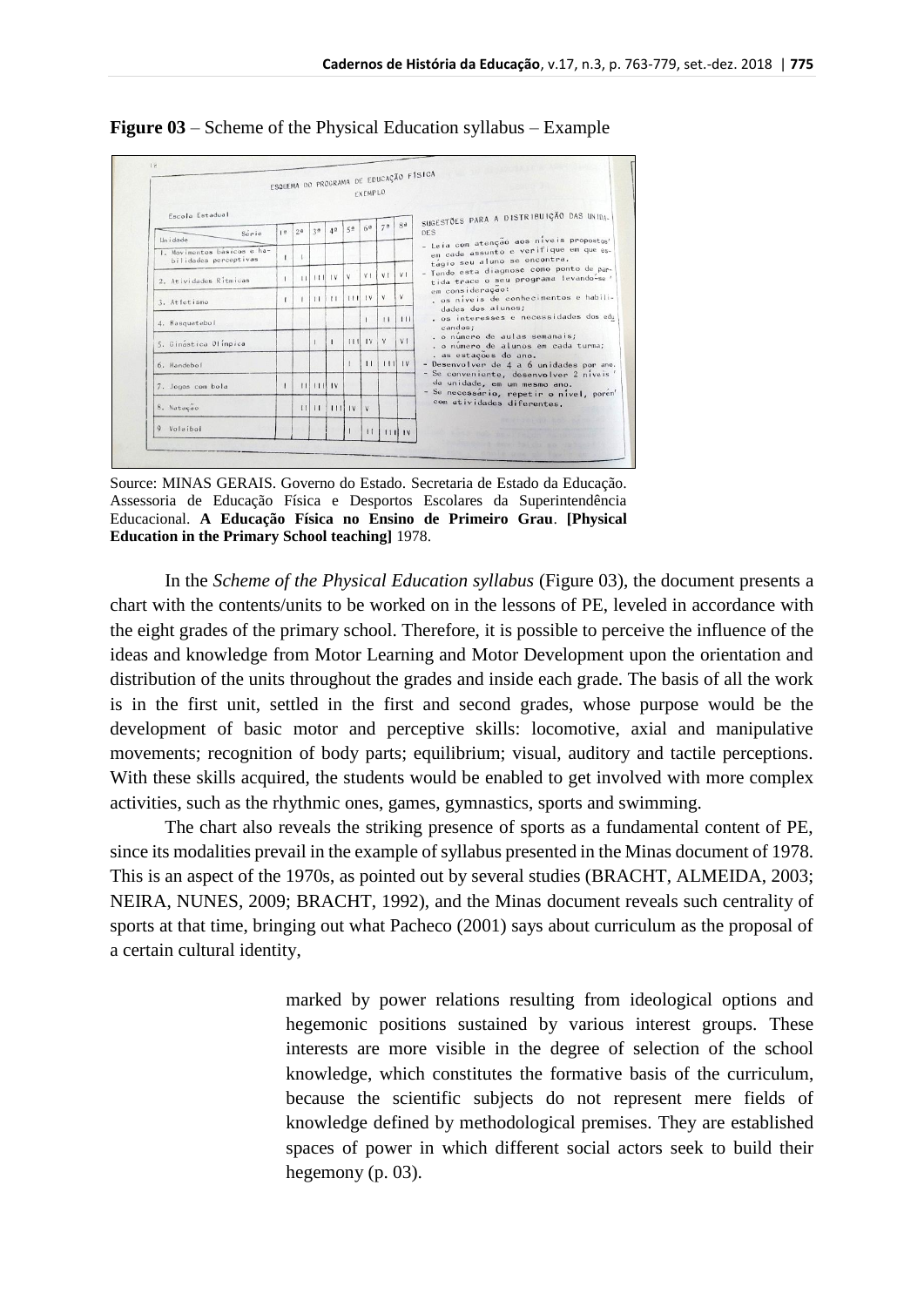**Figure 03** – Scheme of the Physical Education syllabus – Example

ESQUEMA DO PROGRAMA DE EDUCAÇÃO FÍSICA

EXEMPLO

Escola Estadual

| Unidade / Série | 1ª | 2ª | 3ª | 4ª | 5ª | 6ª | 7ª | 8ª |
|---|---|---|---|---|---|---|---|---|
| 1. Movimentos básicos e habilidades perceptivas | I | I | | | | | | |
| 2. Atividades Rítmicas | I | II | III | IV | V | VI | VI | VI |
| 3. Atletismo | I | I | II | II | III | IV | V | V |
| 4. Basquetebol | | | | | | I | II | III |
| 5. Ginástica Olímpica | | | I | I | III | IV | V | VI |
| 6. Handebol | | | | | I | II | III | IV |
| 7. Jogos com bola | I | II | III | IV | | | | |
| 8. Natação | | II | II | III | IV | V | | |
| 9. Voleibol | | | | | I | II | III | IV |

SUGESTÕES PARA A DISTRIBUIÇÃO DAS UNIDADES

- Leia com atenção aos níveis propostos em cada assunto e verifique em que estágio seu aluno se encontra.
- Tendo esta diagnose como ponto de partida trace o seu programa levando-se em consideração:
  - os níveis de conhecimentos e habilidades dos alunos;
  - os interesses e necessidades dos educandos;
  - o número de aulas semanais;
  - o número de alunos em cada turma;
  - as estações do ano.
- Desenvolver de 4 a 6 unidades por ano.
- Se conveniente, desenvolver 2 níveis da unidade, em um mesmo ano.
- Se necessário, repetir o nível, porém com atividades diferentes.

Source: MINAS GERAIS. Governo do Estado. Secretaria de Estado da Educação. Assessoria de Educação Física e Desportos Escolares da Superintendência Educacional. **A Educação Física no Ensino de Primeiro Grau**. **[Physical Education in the Primary School teaching]** 1978.

In the *Scheme of the Physical Education syllabus* (Figure 03), the document presents a chart with the contents/units to be worked on in the lessons of PE, leveled in accordance with the eight grades of the primary school. Therefore, it is possible to perceive the influence of the ideas and knowledge from Motor Learning and Motor Development upon the orientation and distribution of the units throughout the grades and inside each grade. The basis of all the work is in the first unit, settled in the first and second grades, whose purpose would be the development of basic motor and perceptive skills: locomotive, axial and manipulative movements; recognition of body parts; equilibrium; visual, auditory and tactile perceptions. With these skills acquired, the students would be enabled to get involved with more complex activities, such as the rhythmic ones, games, gymnastics, sports and swimming.

The chart also reveals the striking presence of sports as a fundamental content of PE, since its modalities prevail in the example of syllabus presented in the Minas document of 1978. This is an aspect of the 1970s, as pointed out by several studies (BRACHT, ALMEIDA, 2003; NEIRA, NUNES, 2009; BRACHT, 1992), and the Minas document reveals such centrality of sports at that time, bringing out what Pacheco (2001) says about curriculum as the proposal of a certain cultural identity,

> marked by power relations resulting from ideological options and hegemonic positions sustained by various interest groups. These interests are more visible in the degree of selection of the school knowledge, which constitutes the formative basis of the curriculum, because the scientific subjects do not represent mere fields of knowledge defined by methodological premises. They are established spaces of power in which different social actors seek to build their hegemony (p. 03).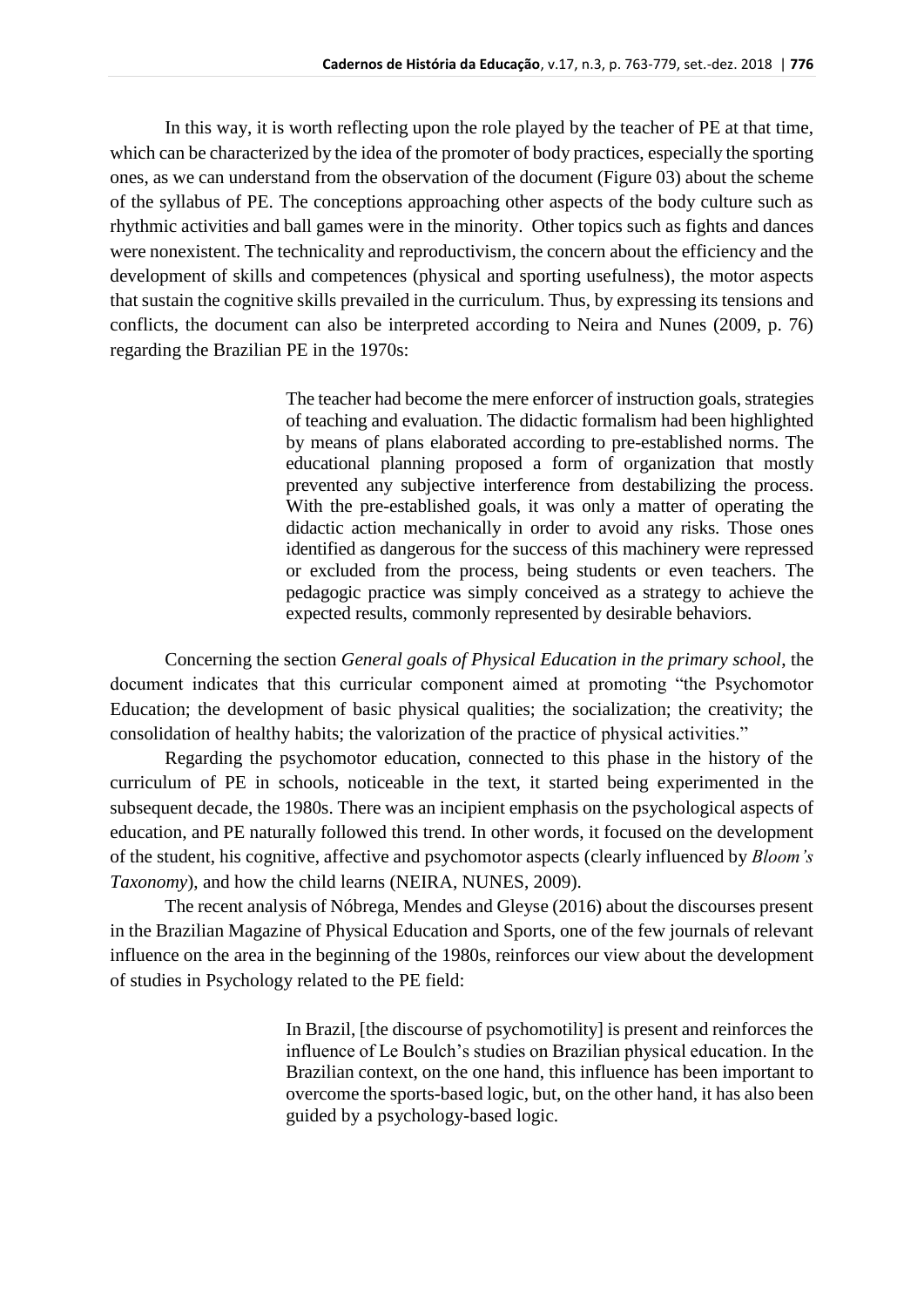In this way, it is worth reflecting upon the role played by the teacher of PE at that time, which can be characterized by the idea of the promoter of body practices, especially the sporting ones, as we can understand from the observation of the document (Figure 03) about the scheme of the syllabus of PE. The conceptions approaching other aspects of the body culture such as rhythmic activities and ball games were in the minority. Other topics such as fights and dances were nonexistent. The technicality and reproductivism, the concern about the efficiency and the development of skills and competences (physical and sporting usefulness), the motor aspects that sustain the cognitive skills prevailed in the curriculum. Thus, by expressing its tensions and conflicts, the document can also be interpreted according to Neira and Nunes (2009, p. 76) regarding the Brazilian PE in the 1970s:

> The teacher had become the mere enforcer of instruction goals, strategies of teaching and evaluation. The didactic formalism had been highlighted by means of plans elaborated according to pre-established norms. The educational planning proposed a form of organization that mostly prevented any subjective interference from destabilizing the process. With the pre-established goals, it was only a matter of operating the didactic action mechanically in order to avoid any risks. Those ones identified as dangerous for the success of this machinery were repressed or excluded from the process, being students or even teachers. The pedagogic practice was simply conceived as a strategy to achieve the expected results, commonly represented by desirable behaviors.

Concerning the section *General goals of Physical Education in the primary school*, the document indicates that this curricular component aimed at promoting "the Psychomotor Education; the development of basic physical qualities; the socialization; the creativity; the consolidation of healthy habits; the valorization of the practice of physical activities."

Regarding the psychomotor education, connected to this phase in the history of the curriculum of PE in schools, noticeable in the text, it started being experimented in the subsequent decade, the 1980s. There was an incipient emphasis on the psychological aspects of education, and PE naturally followed this trend. In other words, it focused on the development of the student, his cognitive, affective and psychomotor aspects (clearly influenced by *Bloom's Taxonomy*), and how the child learns (NEIRA, NUNES, 2009).

The recent analysis of Nóbrega, Mendes and Gleyse (2016) about the discourses present in the Brazilian Magazine of Physical Education and Sports, one of the few journals of relevant influence on the area in the beginning of the 1980s, reinforces our view about the development of studies in Psychology related to the PE field:

> In Brazil, [the discourse of psychomotility] is present and reinforces the influence of Le Boulch's studies on Brazilian physical education. In the Brazilian context, on the one hand, this influence has been important to overcome the sports-based logic, but, on the other hand, it has also been guided by a psychology-based logic.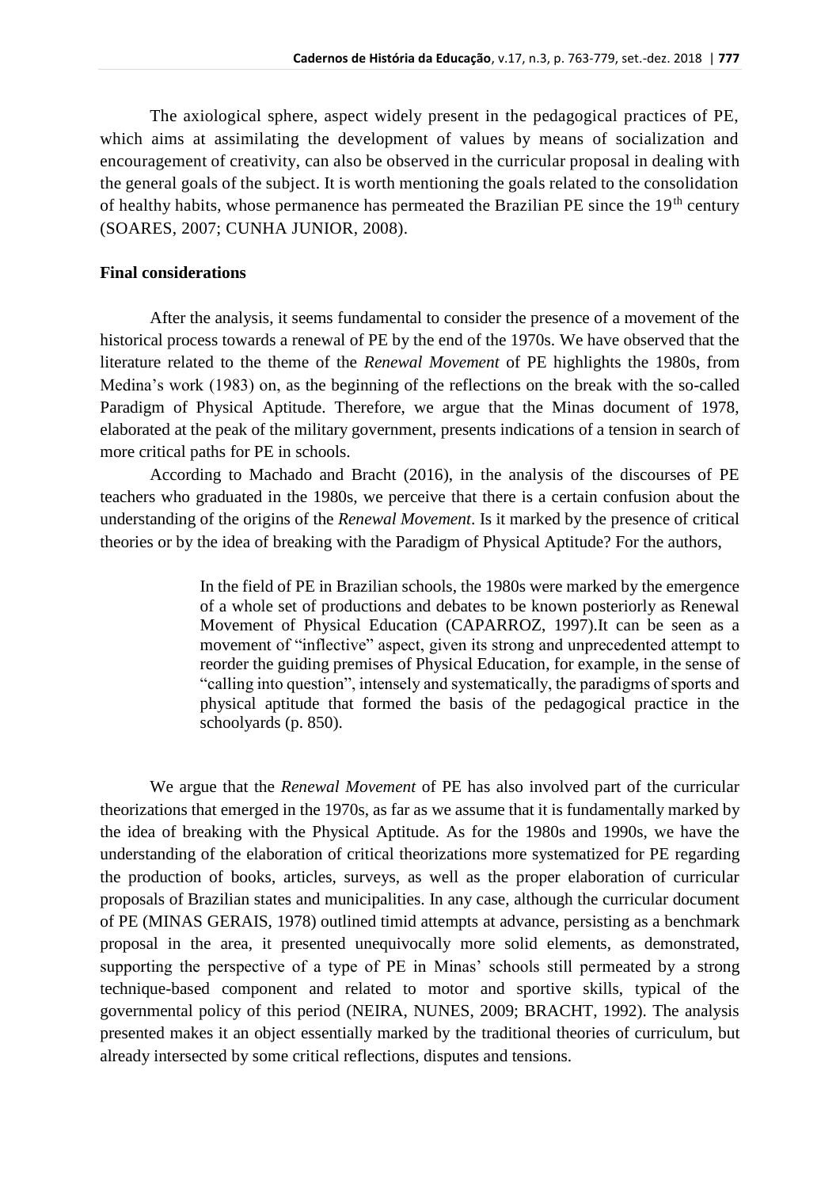The axiological sphere, aspect widely present in the pedagogical practices of PE, which aims at assimilating the development of values by means of socialization and encouragement of creativity, can also be observed in the curricular proposal in dealing with the general goals of the subject. It is worth mentioning the goals related to the consolidation of healthy habits, whose permanence has permeated the Brazilian PE since the 19th century (SOARES, 2007; CUNHA JUNIOR, 2008).

## Final considerations

After the analysis, it seems fundamental to consider the presence of a movement of the historical process towards a renewal of PE by the end of the 1970s. We have observed that the literature related to the theme of the *Renewal Movement* of PE highlights the 1980s, from Medina's work (1983) on, as the beginning of the reflections on the break with the so-called Paradigm of Physical Aptitude. Therefore, we argue that the Minas document of 1978, elaborated at the peak of the military government, presents indications of a tension in search of more critical paths for PE in schools.

According to Machado and Bracht (2016), in the analysis of the discourses of PE teachers who graduated in the 1980s, we perceive that there is a certain confusion about the understanding of the origins of the *Renewal Movement*. Is it marked by the presence of critical theories or by the idea of breaking with the Paradigm of Physical Aptitude? For the authors,

> In the field of PE in Brazilian schools, the 1980s were marked by the emergence of a whole set of productions and debates to be known posteriorly as Renewal Movement of Physical Education (CAPARROZ, 1997).It can be seen as a movement of "inflective" aspect, given its strong and unprecedented attempt to reorder the guiding premises of Physical Education, for example, in the sense of "calling into question", intensely and systematically, the paradigms of sports and physical aptitude that formed the basis of the pedagogical practice in the schoolyards (p. 850).

We argue that the *Renewal Movement* of PE has also involved part of the curricular theorizations that emerged in the 1970s, as far as we assume that it is fundamentally marked by the idea of breaking with the Physical Aptitude. As for the 1980s and 1990s, we have the understanding of the elaboration of critical theorizations more systematized for PE regarding the production of books, articles, surveys, as well as the proper elaboration of curricular proposals of Brazilian states and municipalities. In any case, although the curricular document of PE (MINAS GERAIS, 1978) outlined timid attempts at advance, persisting as a benchmark proposal in the area, it presented unequivocally more solid elements, as demonstrated, supporting the perspective of a type of PE in Minas' schools still permeated by a strong technique-based component and related to motor and sportive skills, typical of the governmental policy of this period (NEIRA, NUNES, 2009; BRACHT, 1992). The analysis presented makes it an object essentially marked by the traditional theories of curriculum, but already intersected by some critical reflections, disputes and tensions.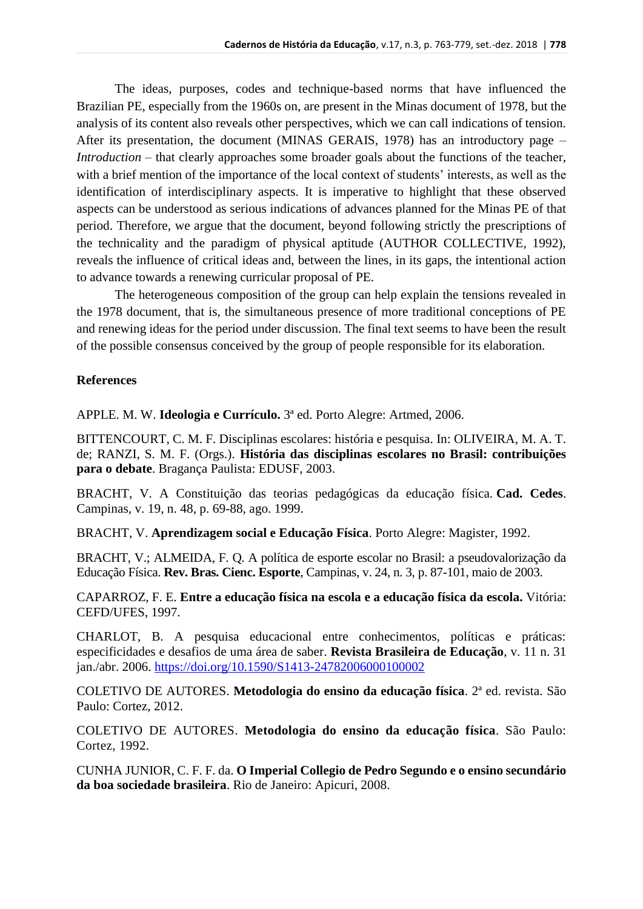The ideas, purposes, codes and technique-based norms that have influenced the Brazilian PE, especially from the 1960s on, are present in the Minas document of 1978, but the analysis of its content also reveals other perspectives, which we can call indications of tension. After its presentation, the document (MINAS GERAIS, 1978) has an introductory page – *Introduction* – that clearly approaches some broader goals about the functions of the teacher, with a brief mention of the importance of the local context of students' interests, as well as the identification of interdisciplinary aspects. It is imperative to highlight that these observed aspects can be understood as serious indications of advances planned for the Minas PE of that period. Therefore, we argue that the document, beyond following strictly the prescriptions of the technicality and the paradigm of physical aptitude (AUTHOR COLLECTIVE, 1992), reveals the influence of critical ideas and, between the lines, in its gaps, the intentional action to advance towards a renewing curricular proposal of PE.

The heterogeneous composition of the group can help explain the tensions revealed in the 1978 document, that is, the simultaneous presence of more traditional conceptions of PE and renewing ideas for the period under discussion. The final text seems to have been the result of the possible consensus conceived by the group of people responsible for its elaboration.

## References

APPLE. M. W. **Ideologia e Currículo.** 3ª ed. Porto Alegre: Artmed, 2006.

BITTENCOURT, C. M. F. Disciplinas escolares: história e pesquisa. In: OLIVEIRA, M. A. T. de; RANZI, S. M. F. (Orgs.). **História das disciplinas escolares no Brasil: contribuições para o debate**. Bragança Paulista: EDUSF, 2003.

BRACHT, V. A Constituição das teorias pedagógicas da educação física. **Cad. Cedes**. Campinas, v. 19, n. 48, p. 69-88, ago. 1999.

BRACHT, V. **Aprendizagem social e Educação Física**. Porto Alegre: Magister, 1992.

BRACHT, V.; ALMEIDA, F. Q. A política de esporte escolar no Brasil: a pseudovalorização da Educação Física. **Rev. Bras. Cienc. Esporte**, Campinas, v. 24, n. 3, p. 87-101, maio de 2003.

CAPARROZ, F. E. **Entre a educação física na escola e a educação física da escola.** Vitória: CEFD/UFES, 1997.

CHARLOT, B. A pesquisa educacional entre conhecimentos, políticas e práticas: especificidades e desafios de uma área de saber. **Revista Brasileira de Educação**, v. 11 n. 31 jan./abr. 2006. https://doi.org/10.1590/S1413-24782006000100002

COLETIVO DE AUTORES. **Metodologia do ensino da educação física**. 2ª ed. revista. São Paulo: Cortez, 2012.

COLETIVO DE AUTORES. **Metodologia do ensino da educação física**. São Paulo: Cortez, 1992.

CUNHA JUNIOR, C. F. F. da. **O Imperial Collegio de Pedro Segundo e o ensino secundário da boa sociedade brasileira**. Rio de Janeiro: Apicuri, 2008.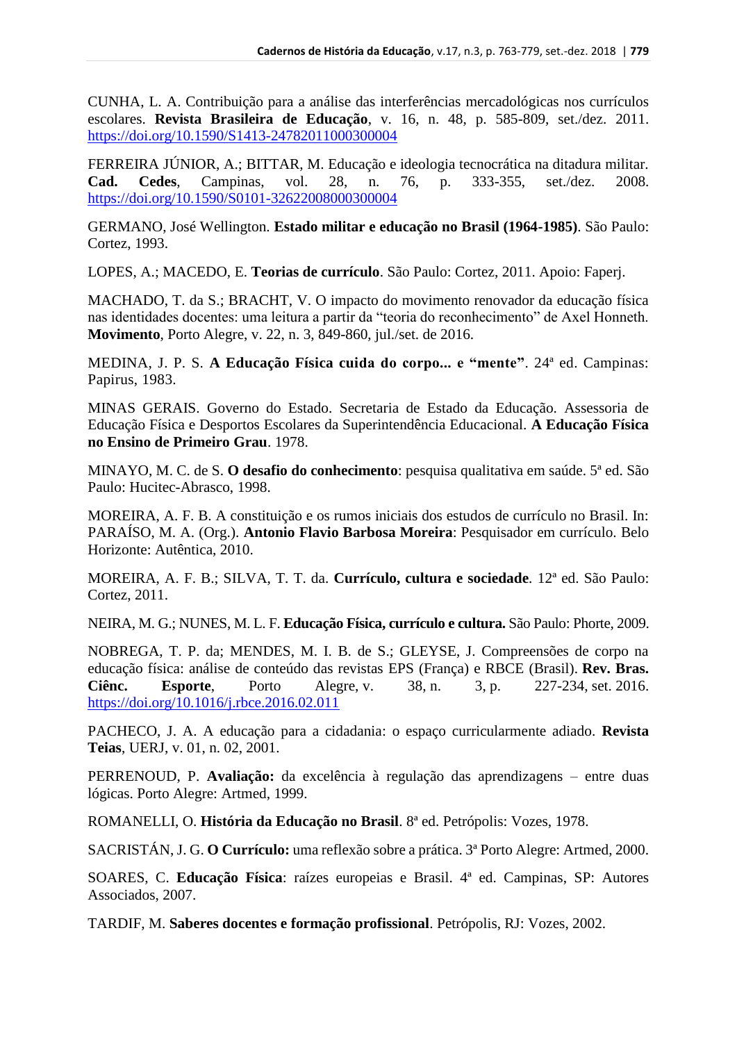CUNHA, L. A. Contribuição para a análise das interferências mercadológicas nos currículos escolares. **Revista Brasileira de Educação**, v. 16, n. 48, p. 585-809, set./dez. 2011. https://doi.org/10.1590/S1413-24782011000300004

FERREIRA JÚNIOR, A.; BITTAR, M. Educação e ideologia tecnocrática na ditadura militar. **Cad. Cedes**, Campinas, vol. 28, n. 76, p. 333-355, set./dez. 2008. https://doi.org/10.1590/S0101-32622008000300004

GERMANO, José Wellington. **Estado militar e educação no Brasil (1964-1985)**. São Paulo: Cortez, 1993.

LOPES, A.; MACEDO, E. **Teorias de currículo**. São Paulo: Cortez, 2011. Apoio: Faperj.

MACHADO, T. da S.; BRACHT, V. O impacto do movimento renovador da educação física nas identidades docentes: uma leitura a partir da "teoria do reconhecimento" de Axel Honneth. **Movimento**, Porto Alegre, v. 22, n. 3, 849-860, jul./set. de 2016.

MEDINA, J. P. S. **A Educação Física cuida do corpo... e "mente"**. 24ª ed. Campinas: Papirus, 1983.

MINAS GERAIS. Governo do Estado. Secretaria de Estado da Educação. Assessoria de Educação Física e Desportos Escolares da Superintendência Educacional. **A Educação Física no Ensino de Primeiro Grau**. 1978.

MINAYO, M. C. de S. **O desafio do conhecimento**: pesquisa qualitativa em saúde. 5ª ed. São Paulo: Hucitec-Abrasco, 1998.

MOREIRA, A. F. B. A constituição e os rumos iniciais dos estudos de currículo no Brasil. In: PARAÍSO, M. A. (Org.). **Antonio Flavio Barbosa Moreira**: Pesquisador em currículo. Belo Horizonte: Autêntica, 2010.

MOREIRA, A. F. B.; SILVA, T. T. da. **Currículo, cultura e sociedade**. 12ª ed. São Paulo: Cortez, 2011.

NEIRA, M. G.; NUNES, M. L. F. **Educação Física, currículo e cultura.** São Paulo: Phorte, 2009.

NOBREGA, T. P. da; MENDES, M. I. B. de S.; GLEYSE, J. Compreensões de corpo na educação física: análise de conteúdo das revistas EPS (França) e RBCE (Brasil). **Rev. Bras. Ciênc. Esporte**, Porto Alegre, v. 38, n. 3, p. 227-234, set. 2016. https://doi.org/10.1016/j.rbce.2016.02.011

PACHECO, J. A. A educação para a cidadania: o espaço curricularmente adiado. **Revista Teias**, UERJ, v. 01, n. 02, 2001.

PERRENOUD, P. **Avaliação:** da excelência à regulação das aprendizagens – entre duas lógicas. Porto Alegre: Artmed, 1999.

ROMANELLI, O. **História da Educação no Brasil**. 8ª ed. Petrópolis: Vozes, 1978.

SACRISTÁN, J. G. **O Currículo:** uma reflexão sobre a prática. 3ª Porto Alegre: Artmed, 2000.

SOARES, C. **Educação Física**: raízes europeias e Brasil. 4ª ed. Campinas, SP: Autores Associados, 2007.

TARDIF, M. **Saberes docentes e formação profissional**. Petrópolis, RJ: Vozes, 2002.